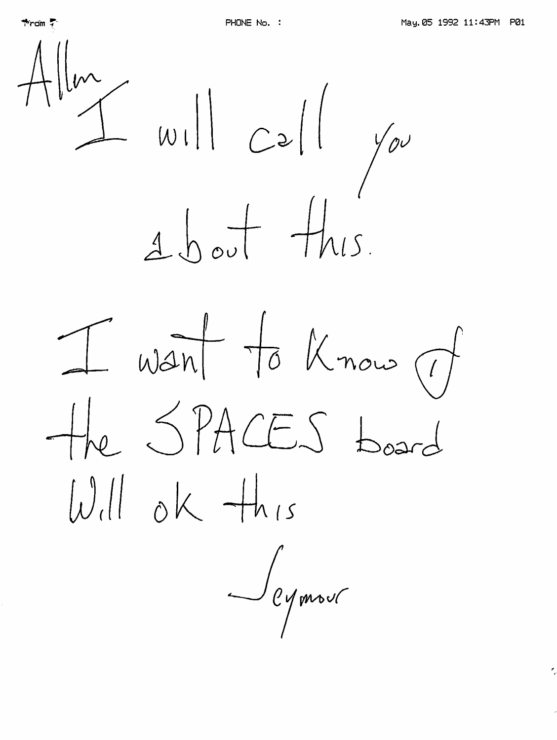Allen

I will call you about this.

I want to know if the SPACES board will ok this

Seymour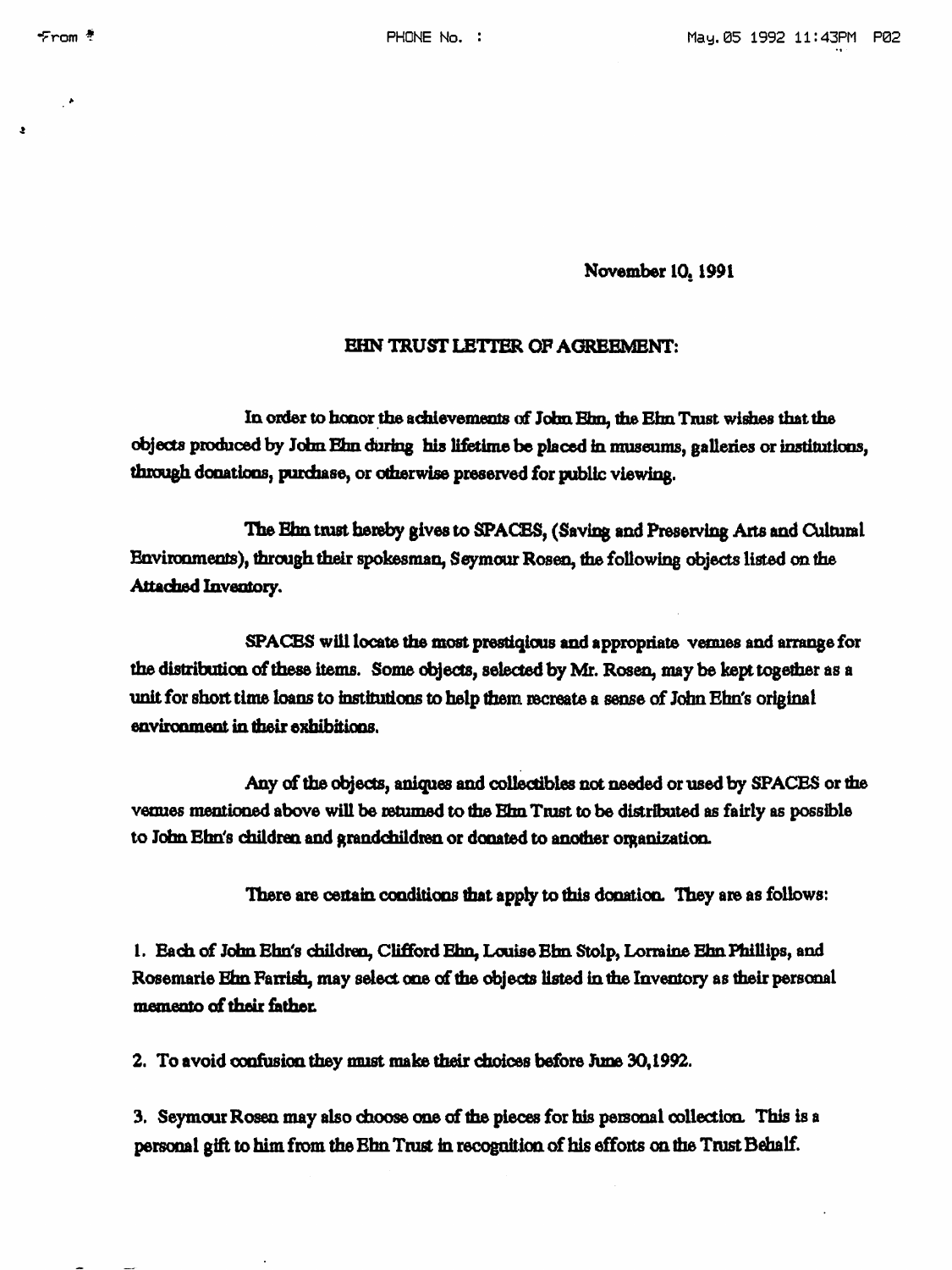November 10, 1991

## EHN TRUST LETTER OF AGREEMENT:

In order to honor the achievements of John Ehn, the Ehn Trust wishes that the objects produced by John Ehn during his lifetime be placed in museums, galleries or institutions, through donations, purchase, or otherwise preserved for public viewing.

The Ehn trust hereby gives to SPACES, (Saving and Preserving Arts and Cultural Environments), through their spokesman, Seymour Rosen, the following objects listed on the Attached Inventory.

SPACES will locate the most prestigious and appropriate venues and arrange for the distribution of these items. Some objects, selected by Mr. Rosen, may be kept together as a unit for short time loans to institutions to help them recreate a sense of John Ehn's original environment in their exhibitions.

Any of the objects, aniques and collectibles not needed or used by SPACES or the venues mentioned above will be returned to the Ehn Trust to be distributed as fairly as possible to John Ehn's children and grandchildren or donated to another organization.

There are certain conditions that apply to this donation. They are as follows:

1. Each of John Ehn's children, Clifford Ehn, Louise Ehn Stolp, Lorraine Ehn Phillips, and Rosemarie Ehn Farrish, may select one of the objects listed in the Inventory as their personal memento of their father.

2. To avoid confusion they must make their choices before June 30,1992.

3. Seymour Rosen may also choose one of the pieces for his personal collection. This is a personal gift to him from the Ehn Trust in recognition of his efforts on the Trust Behalf.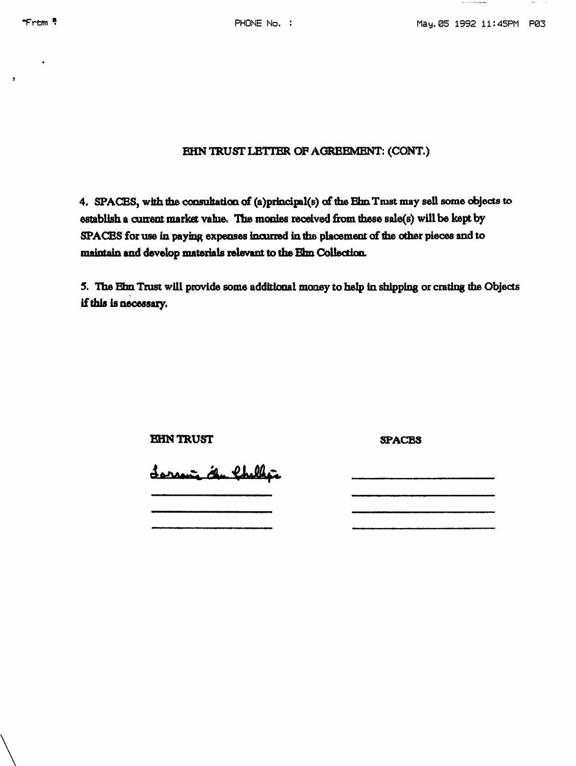## EHN TRUST LETTER OF AGREEMENT: (CONT.)

4. SPACES, with the consultation of (a)principal(s) of the Ehn Trust may sell some objects to establish a current market value. The monies received from these sale(s) will be kept by SPACES for use in paying expenses incurred in the placement of the other pieces and to maintain and develop materials relevant to the Ehn Collection.

5. The Ehn Trust will provide some additional money to help in shipping or crating the Objects if this is necessary.

| EHN TRUST | SPACES |
|---|---|
| Lorraine Ehn Phillips | ______________ |
| ______________ | ______________ |
| ______________ | ______________ |
| ______________ | ______________ |